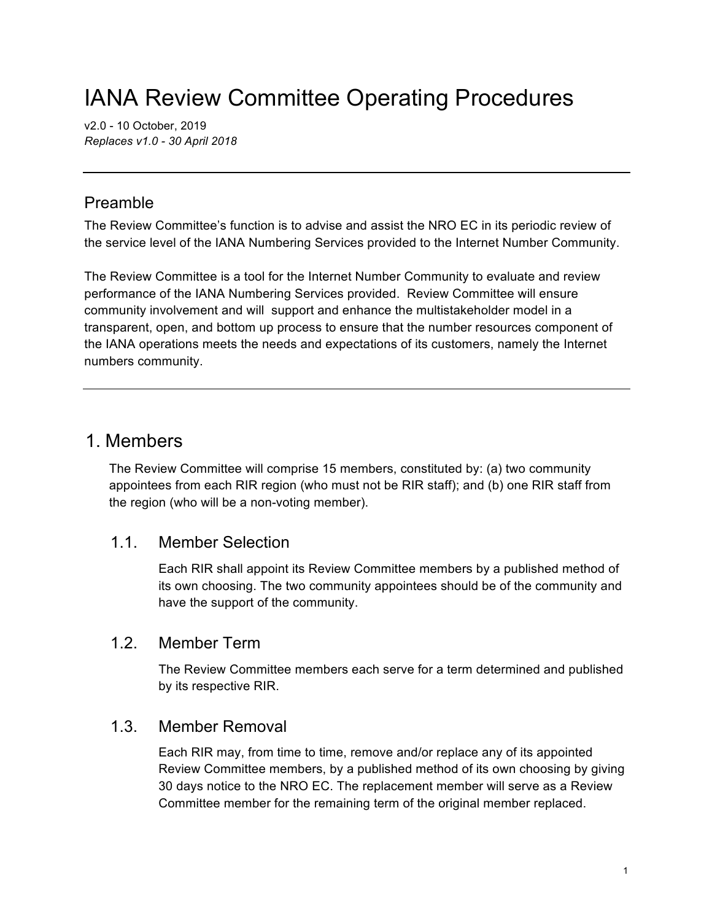# IANA Review Committee Operating Procedures

v2.0 - 10 October, 2019
*Replaces v1.0 - 30 April 2018*

---

## Preamble

The Review Committee's function is to advise and assist the NRO EC in its periodic review of the service level of the IANA Numbering Services provided to the Internet Number Community.

The Review Committee is a tool for the Internet Number Community to evaluate and review performance of the IANA Numbering Services provided. Review Committee will ensure community involvement and will support and enhance the multistakeholder model in a transparent, open, and bottom up process to ensure that the number resources component of the IANA operations meets the needs and expectations of its customers, namely the Internet numbers community.

---

## 1. Members

The Review Committee will comprise 15 members, constituted by: (a) two community appointees from each RIR region (who must not be RIR staff); and (b) one RIR staff from the region (who will be a non-voting member).

### 1.1. Member Selection

Each RIR shall appoint its Review Committee members by a published method of its own choosing. The two community appointees should be of the community and have the support of the community.

### 1.2. Member Term

The Review Committee members each serve for a term determined and published by its respective RIR.

### 1.3. Member Removal

Each RIR may, from time to time, remove and/or replace any of its appointed Review Committee members, by a published method of its own choosing by giving 30 days notice to the NRO EC. The replacement member will serve as a Review Committee member for the remaining term of the original member replaced.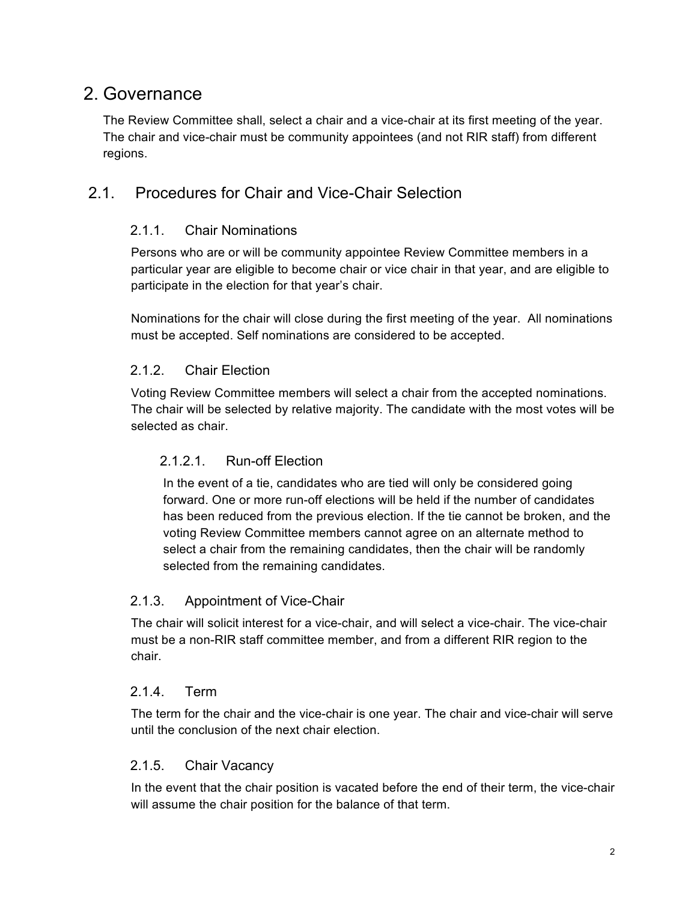# 2. Governance

The Review Committee shall, select a chair and a vice-chair at its first meeting of the year. The chair and vice-chair must be community appointees (and not RIR staff) from different regions.

## 2.1. Procedures for Chair and Vice-Chair Selection

### 2.1.1. Chair Nominations

Persons who are or will be community appointee Review Committee members in a particular year are eligible to become chair or vice chair in that year, and are eligible to participate in the election for that year's chair.

Nominations for the chair will close during the first meeting of the year. All nominations must be accepted. Self nominations are considered to be accepted.

### 2.1.2. Chair Election

Voting Review Committee members will select a chair from the accepted nominations. The chair will be selected by relative majority. The candidate with the most votes will be selected as chair.

#### 2.1.2.1. Run-off Election

In the event of a tie, candidates who are tied will only be considered going forward. One or more run-off elections will be held if the number of candidates has been reduced from the previous election. If the tie cannot be broken, and the voting Review Committee members cannot agree on an alternate method to select a chair from the remaining candidates, then the chair will be randomly selected from the remaining candidates.

### 2.1.3. Appointment of Vice-Chair

The chair will solicit interest for a vice-chair, and will select a vice-chair. The vice-chair must be a non-RIR staff committee member, and from a different RIR region to the chair.

### 2.1.4. Term

The term for the chair and the vice-chair is one year. The chair and vice-chair will serve until the conclusion of the next chair election.

### 2.1.5. Chair Vacancy

In the event that the chair position is vacated before the end of their term, the vice-chair will assume the chair position for the balance of that term.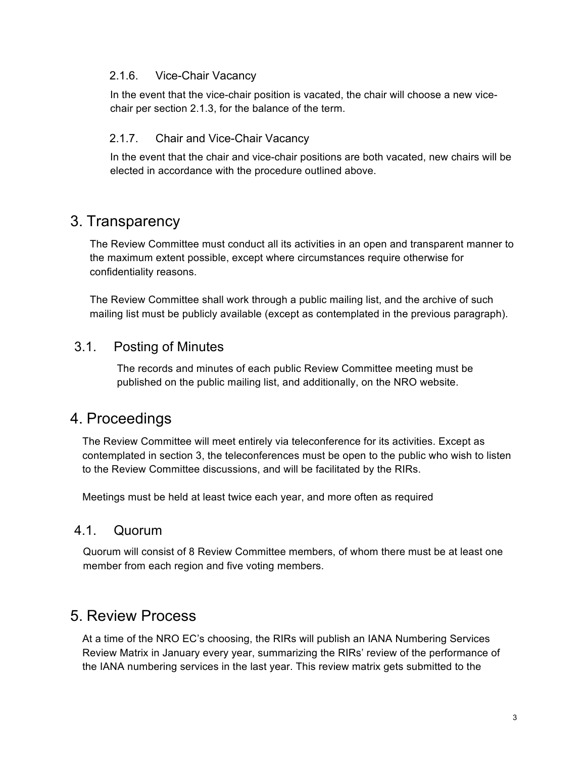### 2.1.6. Vice-Chair Vacancy

In the event that the vice-chair position is vacated, the chair will choose a new vice-chair per section 2.1.3, for the balance of the term.

### 2.1.7. Chair and Vice-Chair Vacancy

In the event that the chair and vice-chair positions are both vacated, new chairs will be elected in accordance with the procedure outlined above.

# 3. Transparency

The Review Committee must conduct all its activities in an open and transparent manner to the maximum extent possible, except where circumstances require otherwise for confidentiality reasons.

The Review Committee shall work through a public mailing list, and the archive of such mailing list must be publicly available (except as contemplated in the previous paragraph).

## 3.1. Posting of Minutes

The records and minutes of each public Review Committee meeting must be published on the public mailing list, and additionally, on the NRO website.

# 4. Proceedings

The Review Committee will meet entirely via teleconference for its activities. Except as contemplated in section 3, the teleconferences must be open to the public who wish to listen to the Review Committee discussions, and will be facilitated by the RIRs.

Meetings must be held at least twice each year, and more often as required

## 4.1. Quorum

Quorum will consist of 8 Review Committee members, of whom there must be at least one member from each region and five voting members.

# 5. Review Process

At a time of the NRO EC's choosing, the RIRs will publish an IANA Numbering Services Review Matrix in January every year, summarizing the RIRs' review of the performance of the IANA numbering services in the last year. This review matrix gets submitted to the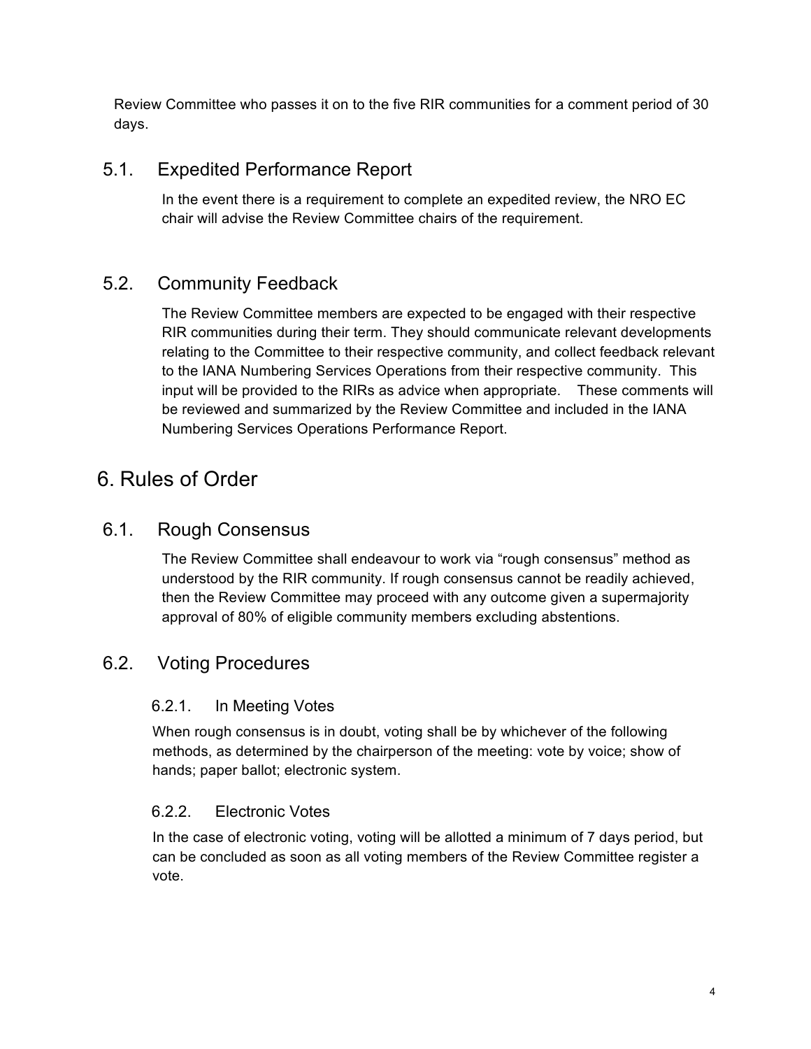Review Committee who passes it on to the five RIR communities for a comment period of 30 days.

## 5.1. Expedited Performance Report

In the event there is a requirement to complete an expedited review, the NRO EC chair will advise the Review Committee chairs of the requirement.

## 5.2. Community Feedback

The Review Committee members are expected to be engaged with their respective RIR communities during their term. They should communicate relevant developments relating to the Committee to their respective community, and collect feedback relevant to the IANA Numbering Services Operations from their respective community. This input will be provided to the RIRs as advice when appropriate. These comments will be reviewed and summarized by the Review Committee and included in the IANA Numbering Services Operations Performance Report.

# 6. Rules of Order

## 6.1. Rough Consensus

The Review Committee shall endeavour to work via "rough consensus" method as understood by the RIR community. If rough consensus cannot be readily achieved, then the Review Committee may proceed with any outcome given a supermajority approval of 80% of eligible community members excluding abstentions.

## 6.2. Voting Procedures

### 6.2.1. In Meeting Votes

When rough consensus is in doubt, voting shall be by whichever of the following methods, as determined by the chairperson of the meeting: vote by voice; show of hands; paper ballot; electronic system.

### 6.2.2. Electronic Votes

In the case of electronic voting, voting will be allotted a minimum of 7 days period, but can be concluded as soon as all voting members of the Review Committee register a vote.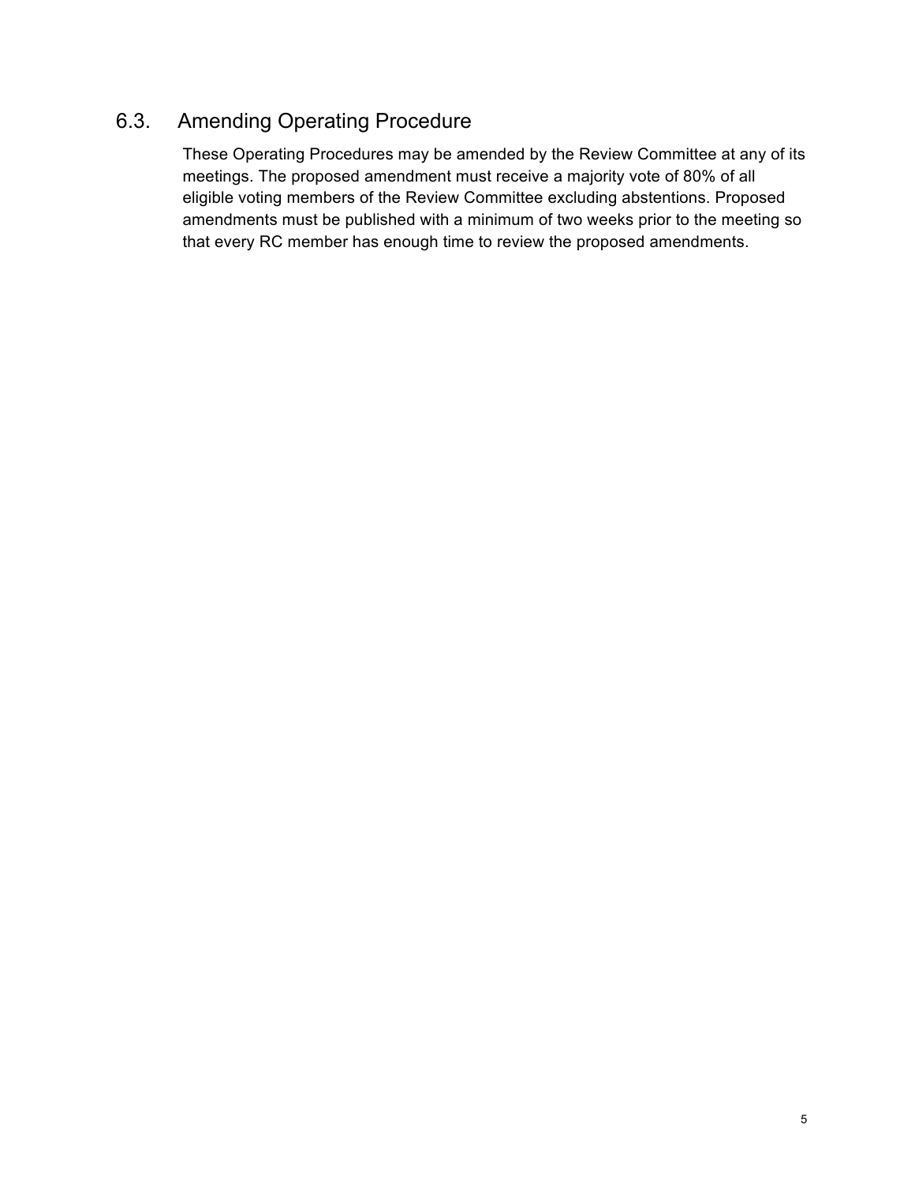## 6.3. Amending Operating Procedure

These Operating Procedures may be amended by the Review Committee at any of its meetings. The proposed amendment must receive a majority vote of 80% of all eligible voting members of the Review Committee excluding abstentions. Proposed amendments must be published with a minimum of two weeks prior to the meeting so that every RC member has enough time to review the proposed amendments.